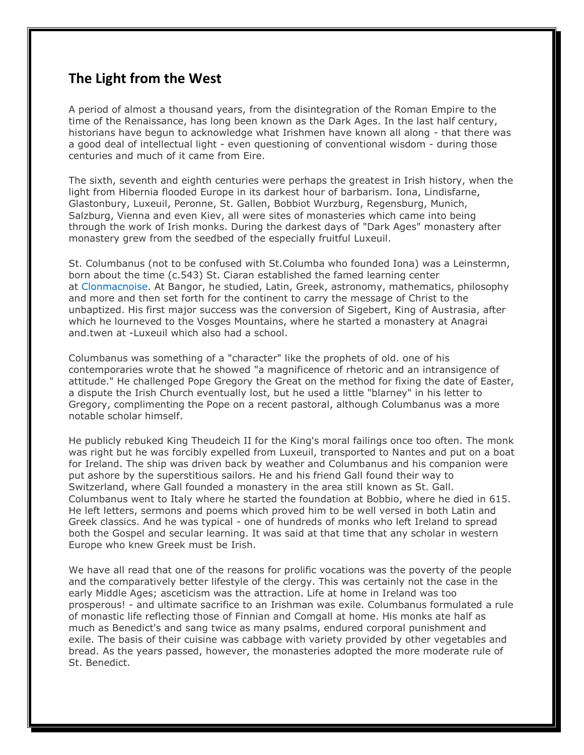## The Light from the West

A period of almost a thousand years, from the disintegration of the Roman Empire to the time of the Renaissance, has long been known as the Dark Ages. In the last half century, historians have begun to acknowledge what Irishmen have known all along - that there was a good deal of intellectual light - even questioning of conventional wisdom - during those centuries and much of it came from Eire.

The sixth, seventh and eighth centuries were perhaps the greatest in Irish history, when the light from Hibernia flooded Europe in its darkest hour of barbarism. Iona, Lindisfarne, Glastonbury, Luxeuil, Peronne, St. Gallen, Bobbiot Wurzburg, Regensburg, Munich, Salzburg, Vienna and even Kiev, all were sites of monasteries which came into being through the work of Irish monks. During the darkest days of "Dark Ages" monastery after monastery grew from the seedbed of the especially fruitful Luxeuil.

St. Columbanus (not to be confused with St.Columba who founded Iona) was a Leinstermn, born about the time (c.543) St. Ciaran established the famed learning center at Clonmacnoise. At Bangor, he studied, Latin, Greek, astronomy, mathematics, philosophy and more and then set forth for the continent to carry the message of Christ to the unbaptized. His first major success was the conversion of Sigebert, King of Austrasia, after which he lourneved to the Vosges Mountains, where he started a monastery at Anagrai and.twen at -Luxeuil which also had a school.

Columbanus was something of a "character" like the prophets of old. one of his contemporaries wrote that he showed "a magnificence of rhetoric and an intransigence of attitude." He challenged Pope Gregory the Great on the method for fixing the date of Easter, a dispute the Irish Church eventually lost, but he used a little "blarney" in his letter to Gregory, complimenting the Pope on a recent pastoral, although Columbanus was a more notable scholar himself.

He publicly rebuked King Theudeich II for the King's moral failings once too often. The monk was right but he was forcibly expelled from Luxeuil, transported to Nantes and put on a boat for Ireland. The ship was driven back by weather and Columbanus and his companion were put ashore by the superstitious sailors. He and his friend Gall found their way to Switzerland, where Gall founded a monastery in the area still known as St. Gall. Columbanus went to Italy where he started the foundation at Bobbio, where he died in 615. He left letters, sermons and poems which proved him to be well versed in both Latin and Greek classics. And he was typical - one of hundreds of monks who left Ireland to spread both the Gospel and secular learning. It was said at that time that any scholar in western Europe who knew Greek must be Irish.

We have all read that one of the reasons for prolific vocations was the poverty of the people and the comparatively better lifestyle of the clergy. This was certainly not the case in the early Middle Ages; asceticism was the attraction. Life at home in Ireland was too prosperous! - and ultimate sacrifice to an Irishman was exile. Columbanus formulated a rule of monastic life reflecting those of Finnian and Comgall at home. His monks ate half as much as Benedict's and sang twice as many psalms, endured corporal punishment and exile. The basis of their cuisine was cabbage with variety provided by other vegetables and bread. As the years passed, however, the monasteries adopted the more moderate rule of St. Benedict.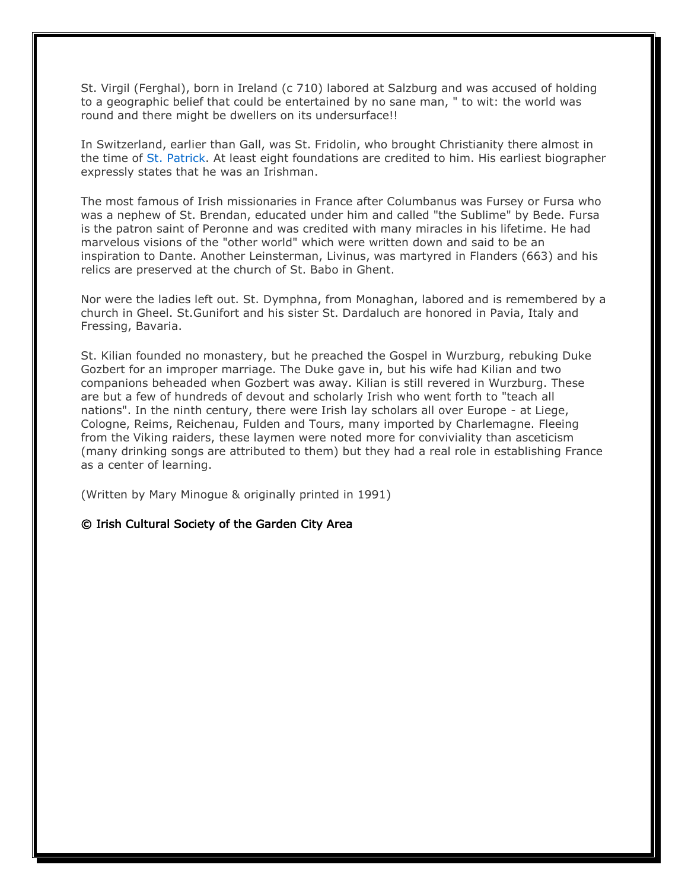St. Virgil (Ferghal), born in Ireland (c 710) labored at Salzburg and was accused of holding to a geographic belief that could be entertained by no sane man, " to wit: the world was round and there might be dwellers on its undersurface!!

In Switzerland, earlier than Gall, was St. Fridolin, who brought Christianity there almost in the time of St. Patrick. At least eight foundations are credited to him. His earliest biographer expressly states that he was an Irishman.

The most famous of Irish missionaries in France after Columbanus was Fursey or Fursa who was a nephew of St. Brendan, educated under him and called "the Sublime" by Bede. Fursa is the patron saint of Peronne and was credited with many miracles in his lifetime. He had marvelous visions of the "other world" which were written down and said to be an inspiration to Dante. Another Leinsterman, Livinus, was martyred in Flanders (663) and his relics are preserved at the church of St. Babo in Ghent.

Nor were the ladies left out. St. Dymphna, from Monaghan, labored and is remembered by a church in Gheel. St.Gunifort and his sister St. Dardaluch are honored in Pavia, Italy and Fressing, Bavaria.

St. Kilian founded no monastery, but he preached the Gospel in Wurzburg, rebuking Duke Gozbert for an improper marriage. The Duke gave in, but his wife had Kilian and two companions beheaded when Gozbert was away. Kilian is still revered in Wurzburg. These are but a few of hundreds of devout and scholarly Irish who went forth to "teach all nations". In the ninth century, there were Irish lay scholars all over Europe - at Liege, Cologne, Reims, Reichenau, Fulden and Tours, many imported by Charlemagne. Fleeing from the Viking raiders, these laymen were noted more for conviviality than asceticism (many drinking songs are attributed to them) but they had a real role in establishing France as a center of learning.

(Written by Mary Minogue & originally printed in 1991)

© Irish Cultural Society of the Garden City Area